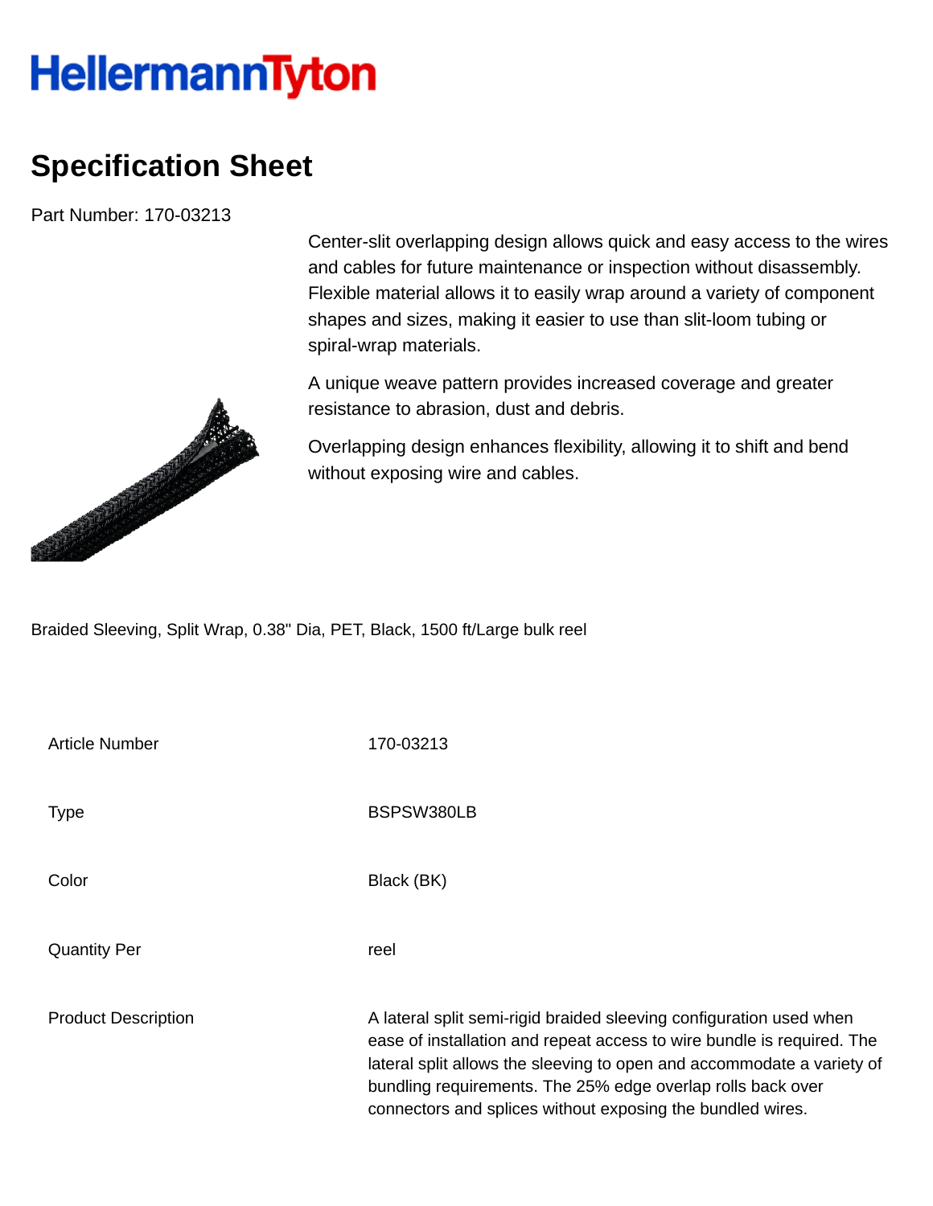HellermannTyton

# Specification Sheet

Part Number: 170-03213

Center-slit overlapping design allows quick and easy access to the wires and cables for future maintenance or inspection without disassembly. Flexible material allows it to easily wrap around a variety of component shapes and sizes, making it easier to use than slit-loom tubing or spiral-wrap materials.

A unique weave pattern provides increased coverage and greater resistance to abrasion, dust and debris.

Overlapping design enhances flexibility, allowing it to shift and bend without exposing wire and cables.

Braided Sleeving, Split Wrap, 0.38" Dia, PET, Black, 1500 ft/Large bulk reel

| | |
|---|---|
| Article Number | 170-03213 |
| Type | BSPSW380LB |
| Color | Black (BK) |
| Quantity Per | reel |
| Product Description | A lateral split semi-rigid braided sleeving configuration used when ease of installation and repeat access to wire bundle is required. The lateral split allows the sleeving to open and accommodate a variety of bundling requirements. The 25% edge overlap rolls back over connectors and splices without exposing the bundled wires. |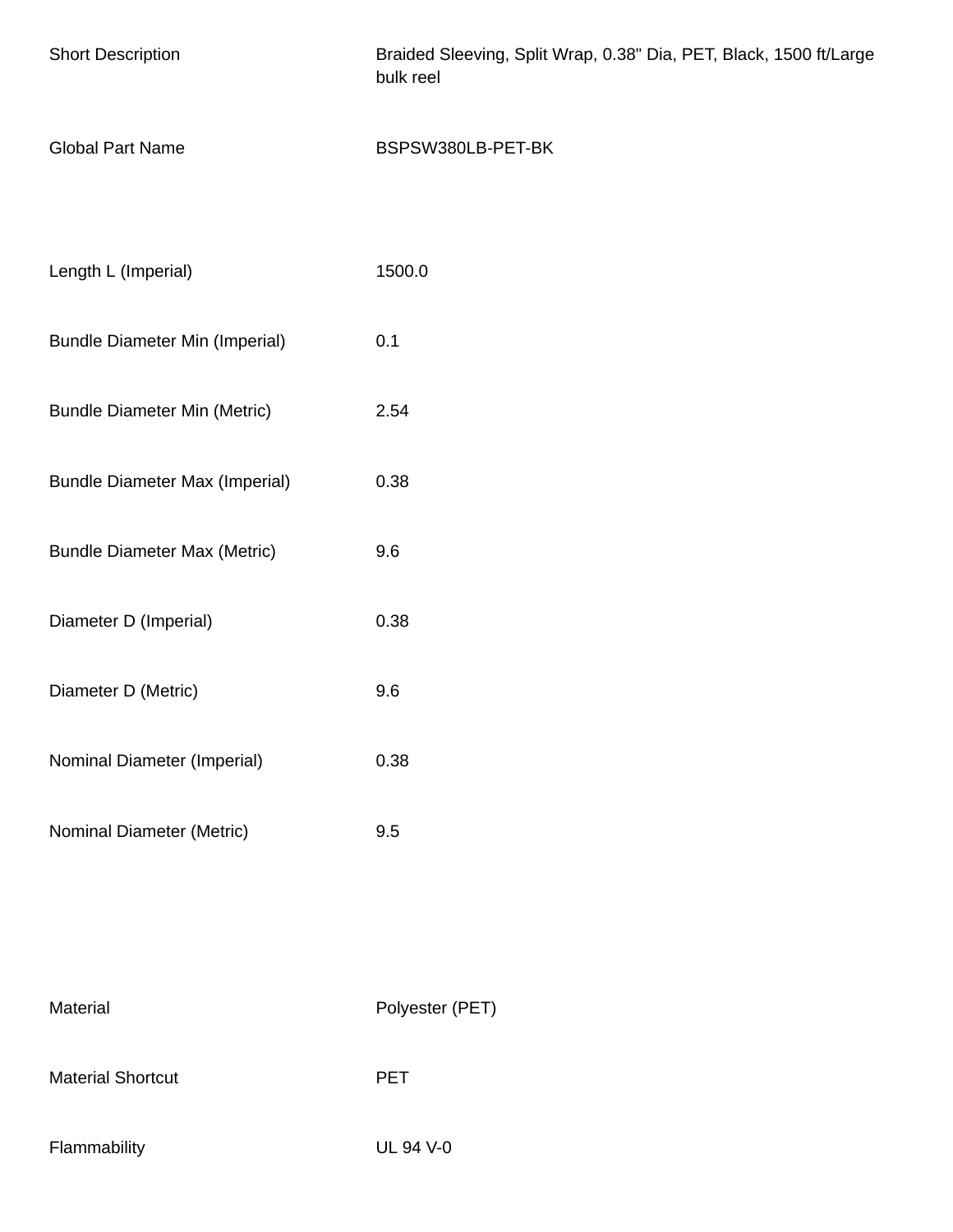| | |
|---|---|
| Short Description | Braided Sleeving, Split Wrap, 0.38" Dia, PET, Black, 1500 ft/Large bulk reel |
| Global Part Name | BSPSW380LB-PET-BK |

| | |
|---|---|
| Length L (Imperial) | 1500.0 |
| Bundle Diameter Min (Imperial) | 0.1 |
| Bundle Diameter Min (Metric) | 2.54 |
| Bundle Diameter Max (Imperial) | 0.38 |
| Bundle Diameter Max (Metric) | 9.6 |
| Diameter D (Imperial) | 0.38 |
| Diameter D (Metric) | 9.6 |
| Nominal Diameter (Imperial) | 0.38 |
| Nominal Diameter (Metric) | 9.5 |

| | |
|---|---|
| Material | Polyester (PET) |
| Material Shortcut | PET |
| Flammability | UL 94 V-0 |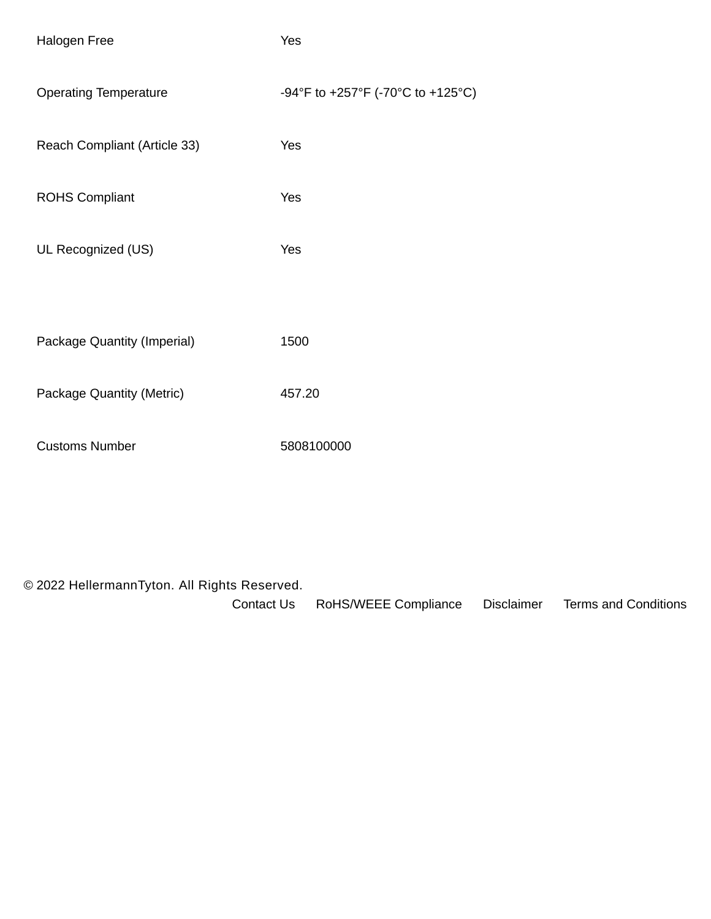| | |
|---|---|
| Halogen Free | Yes |
| Operating Temperature | -94°F to +257°F (-70°C to +125°C) |
| Reach Compliant (Article 33) | Yes |
| ROHS Compliant | Yes |
| UL Recognized (US) | Yes |

| | |
|---|---|
| Package Quantity (Imperial) | 1500 |
| Package Quantity (Metric) | 457.20 |
| Customs Number | 5808100000 |

© 2022 HellermannTyton. All Rights Reserved.

Contact Us RoHS/WEEE Compliance Disclaimer Terms and Conditions